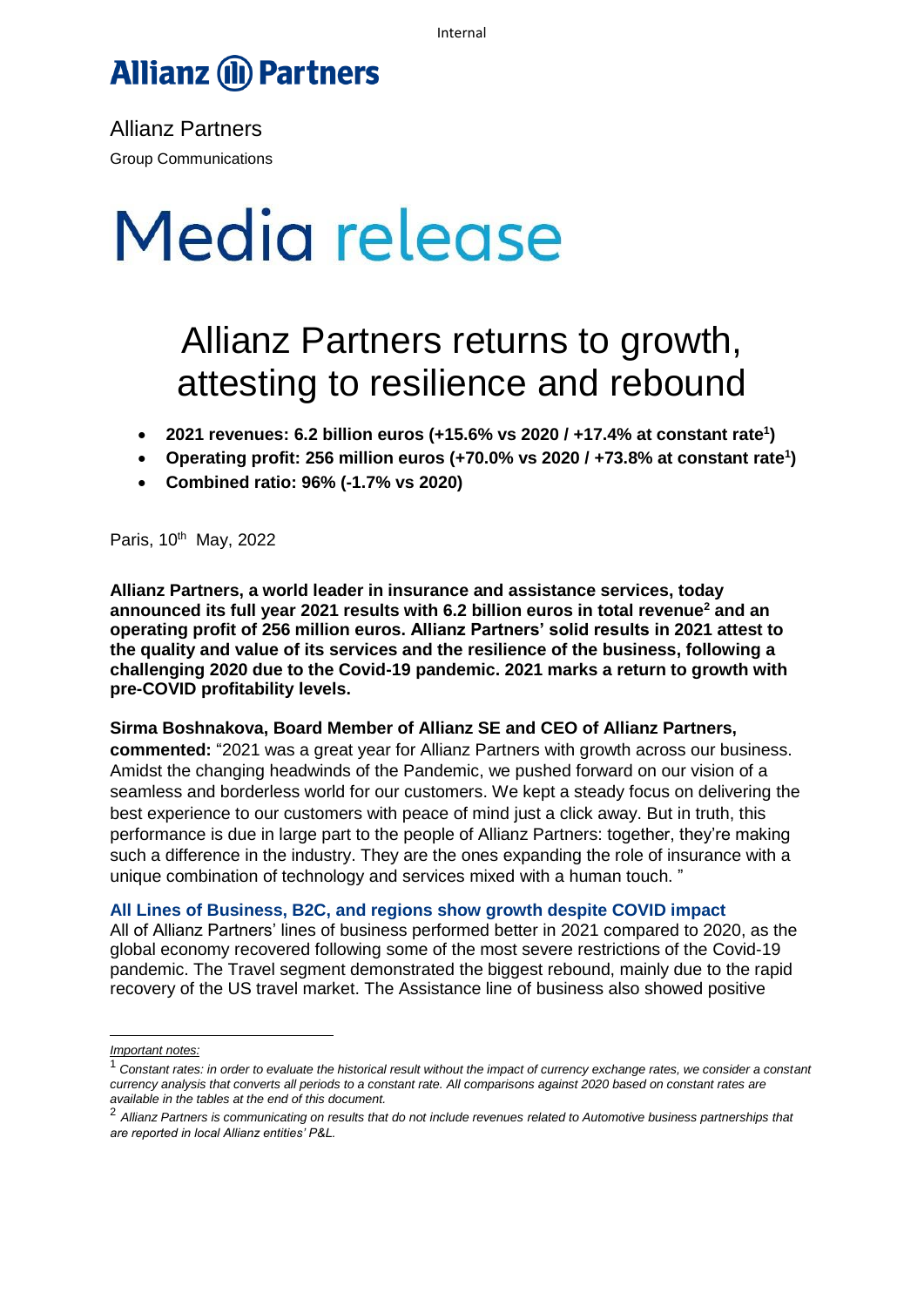Allianz Partners

Group Communications

# Media release

## Allianz Partners returns to growth, attesting to resilience and rebound

- **2021 revenues: 6.2 billion euros (+15.6% vs 2020 / +17.4% at constant rate[1])**
- **Operating profit: 256 million euros (+70.0% vs 2020 / +73.8% at constant rate[1])**
- **Combined ratio: 96% (-1.7% vs 2020)**

Paris, 10th May, 2022

**Allianz Partners, a world leader in insurance and assistance services, today announced its full year 2021 results with 6.2 billion euros in total revenue[2] and an operating profit of 256 million euros. Allianz Partners' solid results in 2021 attest to the quality and value of its services and the resilience of the business, following a challenging 2020 due to the Covid-19 pandemic. 2021 marks a return to growth with pre-COVID profitability levels.**

**Sirma Boshnakova, Board Member of Allianz SE and CEO of Allianz Partners, commented:** "2021 was a great year for Allianz Partners with growth across our business. Amidst the changing headwinds of the Pandemic, we pushed forward on our vision of a seamless and borderless world for our customers. We kept a steady focus on delivering the best experience to our customers with peace of mind just a click away. But in truth, this performance is due in large part to the people of Allianz Partners: together, they're making such a difference in the industry. They are the ones expanding the role of insurance with a unique combination of technology and services mixed with a human touch. "

### All Lines of Business, B2C, and regions show growth despite COVID impact

All of Allianz Partners' lines of business performed better in 2021 compared to 2020, as the global economy recovered following some of the most severe restrictions of the Covid-19 pandemic. The Travel segment demonstrated the biggest rebound, mainly due to the rapid recovery of the US travel market. The Assistance line of business also showed positive

*Important notes:*

[1] *Constant rates: in order to evaluate the historical result without the impact of currency exchange rates, we consider a constant currency analysis that converts all periods to a constant rate. All comparisons against 2020 based on constant rates are available in the tables at the end of this document.*

[2] *Allianz Partners is communicating on results that do not include revenues related to Automotive business partnerships that are reported in local Allianz entities' P&L.*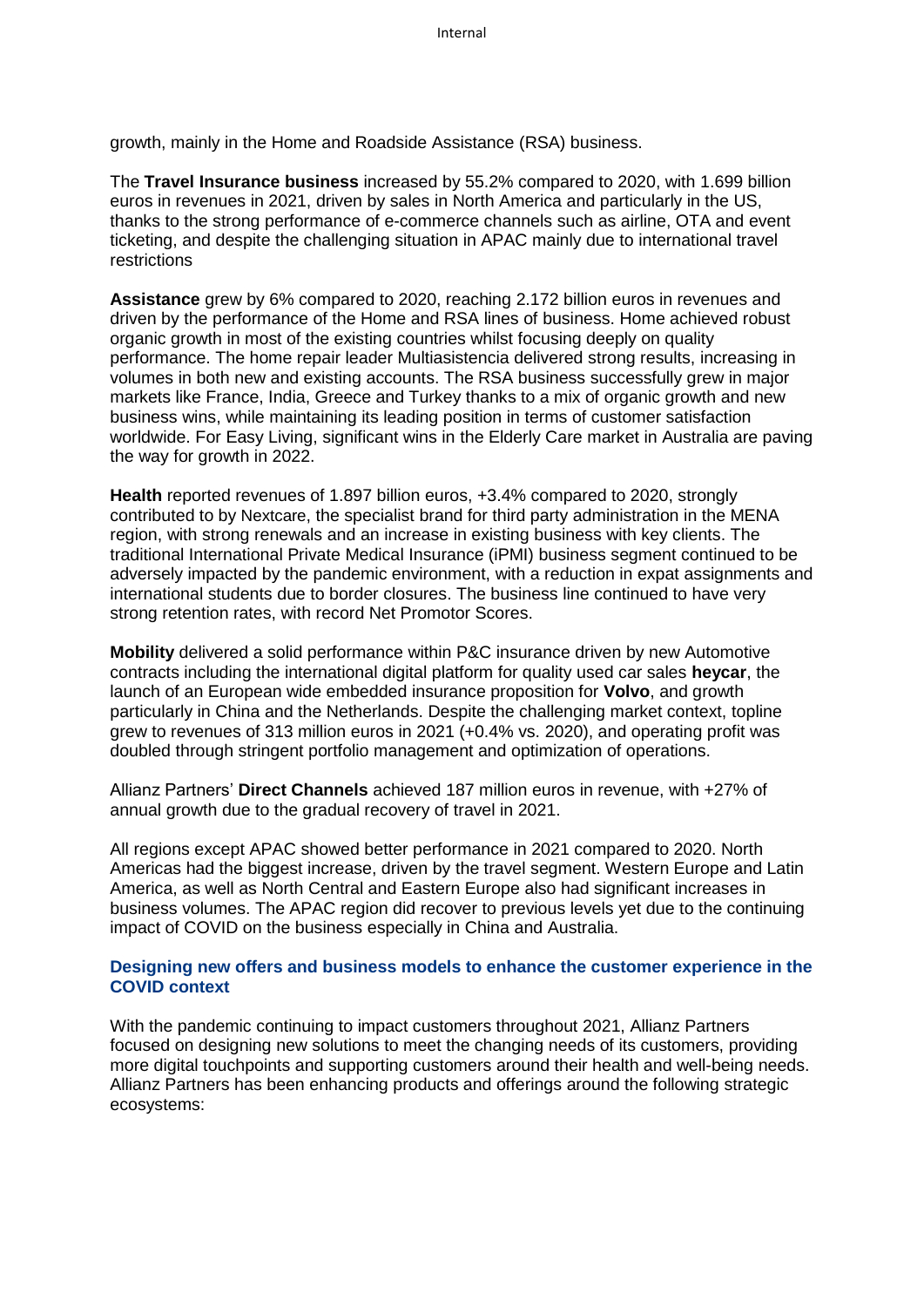growth, mainly in the Home and Roadside Assistance (RSA) business.

The **Travel Insurance business** increased by 55.2% compared to 2020, with 1.699 billion euros in revenues in 2021, driven by sales in North America and particularly in the US, thanks to the strong performance of e-commerce channels such as airline, OTA and event ticketing, and despite the challenging situation in APAC mainly due to international travel restrictions

**Assistance** grew by 6% compared to 2020, reaching 2.172 billion euros in revenues and driven by the performance of the Home and RSA lines of business. Home achieved robust organic growth in most of the existing countries whilst focusing deeply on quality performance. The home repair leader Multiasistencia delivered strong results, increasing in volumes in both new and existing accounts. The RSA business successfully grew in major markets like France, India, Greece and Turkey thanks to a mix of organic growth and new business wins, while maintaining its leading position in terms of customer satisfaction worldwide. For Easy Living, significant wins in the Elderly Care market in Australia are paving the way for growth in 2022.

**Health** reported revenues of 1.897 billion euros, +3.4% compared to 2020, strongly contributed to by Nextcare, the specialist brand for third party administration in the MENA region, with strong renewals and an increase in existing business with key clients. The traditional International Private Medical Insurance (iPMI) business segment continued to be adversely impacted by the pandemic environment, with a reduction in expat assignments and international students due to border closures. The business line continued to have very strong retention rates, with record Net Promotor Scores.

**Mobility** delivered a solid performance within P&C insurance driven by new Automotive contracts including the international digital platform for quality used car sales **heycar**, the launch of an European wide embedded insurance proposition for **Volvo**, and growth particularly in China and the Netherlands. Despite the challenging market context, topline grew to revenues of 313 million euros in 2021 (+0.4% vs. 2020), and operating profit was doubled through stringent portfolio management and optimization of operations.

Allianz Partners' **Direct Channels** achieved 187 million euros in revenue, with +27% of annual growth due to the gradual recovery of travel in 2021.

All regions except APAC showed better performance in 2021 compared to 2020. North Americas had the biggest increase, driven by the travel segment. Western Europe and Latin America, as well as North Central and Eastern Europe also had significant increases in business volumes. The APAC region did recover to previous levels yet due to the continuing impact of COVID on the business especially in China and Australia.

### Designing new offers and business models to enhance the customer experience in the COVID context

With the pandemic continuing to impact customers throughout 2021, Allianz Partners focused on designing new solutions to meet the changing needs of its customers, providing more digital touchpoints and supporting customers around their health and well-being needs. Allianz Partners has been enhancing products and offerings around the following strategic ecosystems: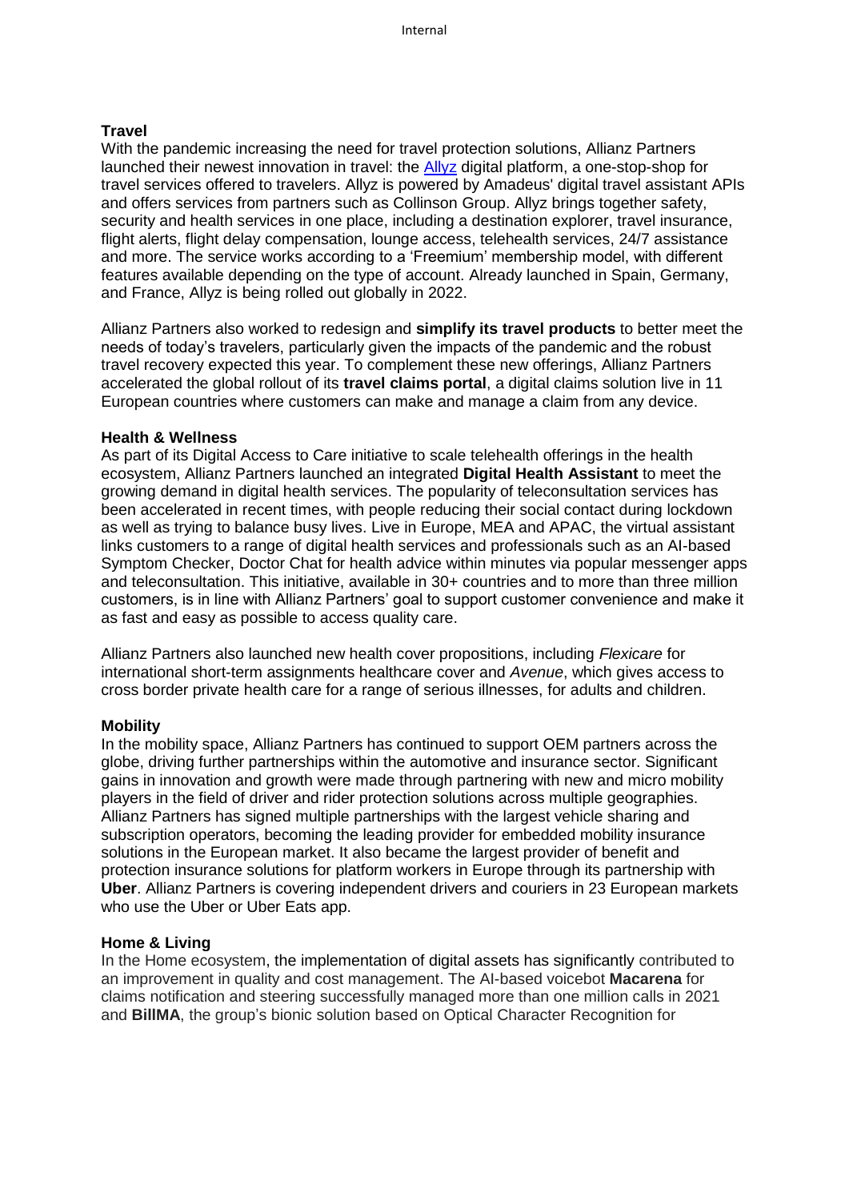### Travel

With the pandemic increasing the need for travel protection solutions, Allianz Partners launched their newest innovation in travel: the Allyz digital platform, a one-stop-shop for travel services offered to travelers. Allyz is powered by Amadeus' digital travel assistant APIs and offers services from partners such as Collinson Group. Allyz brings together safety, security and health services in one place, including a destination explorer, travel insurance, flight alerts, flight delay compensation, lounge access, telehealth services, 24/7 assistance and more. The service works according to a 'Freemium' membership model, with different features available depending on the type of account. Already launched in Spain, Germany, and France, Allyz is being rolled out globally in 2022.

Allianz Partners also worked to redesign and **simplify its travel products** to better meet the needs of today's travelers, particularly given the impacts of the pandemic and the robust travel recovery expected this year. To complement these new offerings, Allianz Partners accelerated the global rollout of its **travel claims portal**, a digital claims solution live in 11 European countries where customers can make and manage a claim from any device.

### Health & Wellness

As part of its Digital Access to Care initiative to scale telehealth offerings in the health ecosystem, Allianz Partners launched an integrated **Digital Health Assistant** to meet the growing demand in digital health services. The popularity of teleconsultation services has been accelerated in recent times, with people reducing their social contact during lockdown as well as trying to balance busy lives. Live in Europe, MEA and APAC, the virtual assistant links customers to a range of digital health services and professionals such as an AI-based Symptom Checker, Doctor Chat for health advice within minutes via popular messenger apps and teleconsultation. This initiative, available in 30+ countries and to more than three million customers, is in line with Allianz Partners' goal to support customer convenience and make it as fast and easy as possible to access quality care.

Allianz Partners also launched new health cover propositions, including *Flexicare* for international short-term assignments healthcare cover and *Avenue*, which gives access to cross border private health care for a range of serious illnesses, for adults and children.

### Mobility

In the mobility space, Allianz Partners has continued to support OEM partners across the globe, driving further partnerships within the automotive and insurance sector. Significant gains in innovation and growth were made through partnering with new and micro mobility players in the field of driver and rider protection solutions across multiple geographies. Allianz Partners has signed multiple partnerships with the largest vehicle sharing and subscription operators, becoming the leading provider for embedded mobility insurance solutions in the European market. It also became the largest provider of benefit and protection insurance solutions for platform workers in Europe through its partnership with **Uber**. Allianz Partners is covering independent drivers and couriers in 23 European markets who use the Uber or Uber Eats app.

### Home & Living

In the Home ecosystem, the implementation of digital assets has significantly contributed to an improvement in quality and cost management. The AI-based voicebot **Macarena** for claims notification and steering successfully managed more than one million calls in 2021 and **BillMA**, the group's bionic solution based on Optical Character Recognition for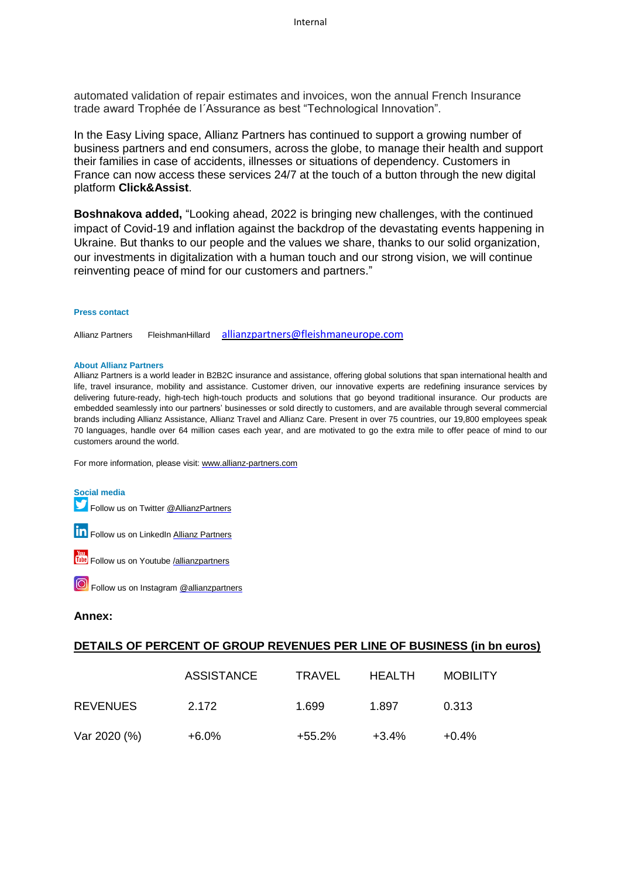automated validation of repair estimates and invoices, won the annual French Insurance trade award Trophée de l´Assurance as best "Technological Innovation".

In the Easy Living space, Allianz Partners has continued to support a growing number of business partners and end consumers, across the globe, to manage their health and support their families in case of accidents, illnesses or situations of dependency. Customers in France can now access these services 24/7 at the touch of a button through the new digital platform **Click&Assist**.

**Boshnakova added,** "Looking ahead, 2022 is bringing new challenges, with the continued impact of Covid-19 and inflation against the backdrop of the devastating events happening in Ukraine. But thanks to our people and the values we share, thanks to our solid organization, our investments in digitalization with a human touch and our strong vision, we will continue reinventing peace of mind for our customers and partners."

**Press contact**

Allianz Partners FleishmanHillard allianzpartners@fleishmaneurope.com

**About Allianz Partners**

Allianz Partners is a world leader in B2B2C insurance and assistance, offering global solutions that span international health and life, travel insurance, mobility and assistance. Customer driven, our innovative experts are redefining insurance services by delivering future-ready, high-tech high-touch products and solutions that go beyond traditional insurance. Our products are embedded seamlessly into our partners' businesses or sold directly to customers, and are available through several commercial brands including Allianz Assistance, Allianz Travel and Allianz Care. Present in over 75 countries, our 19,800 employees speak 70 languages, handle over 64 million cases each year, and are motivated to go the extra mile to offer peace of mind to our customers around the world.

For more information, please visit: www.allianz-partners.com

**Social media**

Follow us on Twitter @AllianzPartners

Follow us on LinkedIn Allianz Partners

Follow us on Youtube /allianzpartners

Follow us on Instagram @allianzpartners

**Annex:**

**DETAILS OF PERCENT OF GROUP REVENUES PER LINE OF BUSINESS (in bn euros)**

| | ASSISTANCE | TRAVEL | HEALTH | MOBILITY |
|---|---|---|---|---|
| REVENUES | 2.172 | 1.699 | 1.897 | 0.313 |
| Var 2020 (%) | +6.0% | +55.2% | +3.4% | +0.4% |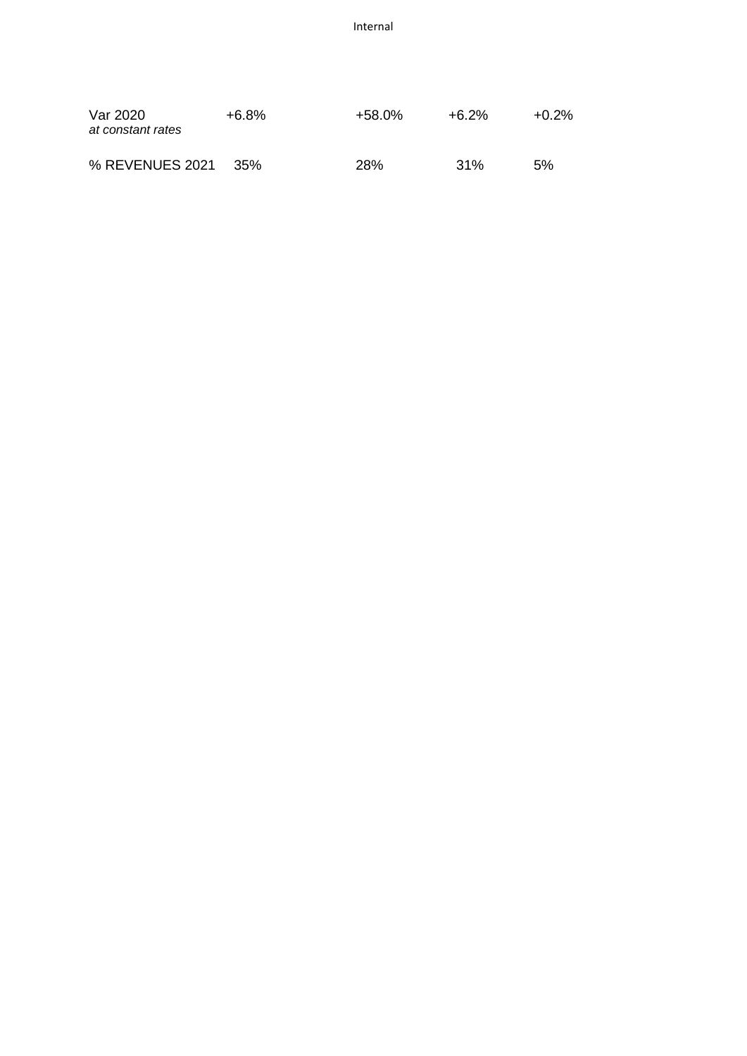| | | | | |
|---|---|---|---|---|
| Var 2020<br>*at constant rates* | +6.8% | +58.0% | +6.2% | +0.2% |
| % REVENUES 2021 | 35% | 28% | 31% | 5% |